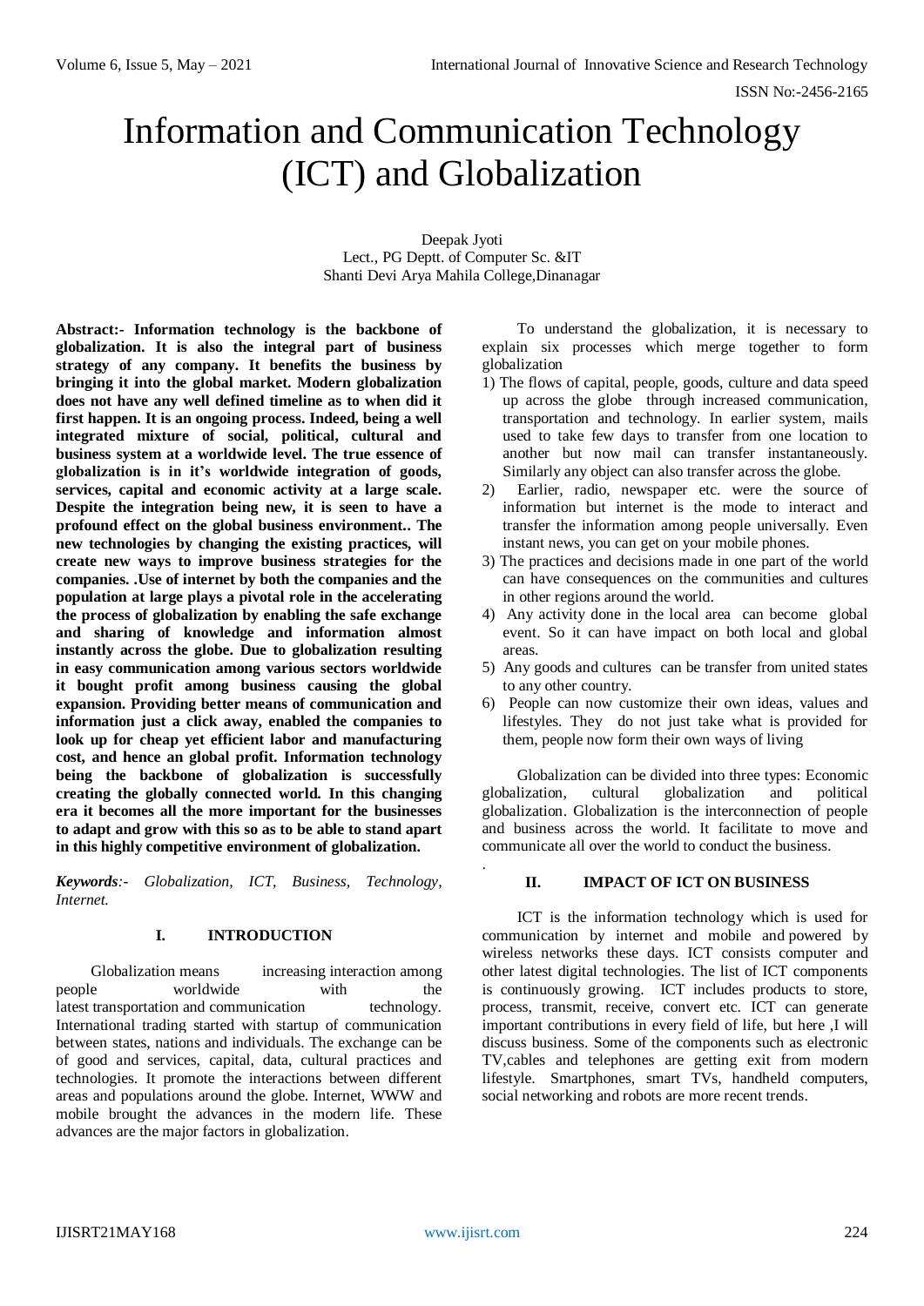# Information and Communication Technology (ICT) and Globalization

Deepak Jyoti
Lect., PG Deptt. of Computer Sc. &IT
Shanti Devi Arya Mahila College,Dinanagar

**Abstract:- Information technology is the backbone of globalization. It is also the integral part of business strategy of any company. It benefits the business by bringing it into the global market. Modern globalization does not have any well defined timeline as to when did it first happen. It is an ongoing process. Indeed, being a well integrated mixture of social, political, cultural and business system at a worldwide level. The true essence of globalization is in it's worldwide integration of goods, services, capital and economic activity at a large scale. Despite the integration being new, it is seen to have a profound effect on the global business environment.. The new technologies by changing the existing practices, will create new ways to improve business strategies for the companies. .Use of internet by both the companies and the population at large plays a pivotal role in the accelerating the process of globalization by enabling the safe exchange and sharing of knowledge and information almost instantly across the globe. Due to globalization resulting in easy communication among various sectors worldwide it bought profit among business causing the global expansion. Providing better means of communication and information just a click away, enabled the companies to look up for cheap yet efficient labor and manufacturing cost, and hence an global profit. Information technology being the backbone of globalization is successfully creating the globally connected world. In this changing era it becomes all the more important for the businesses to adapt and grow with this so as to be able to stand apart in this highly competitive environment of globalization.**

***Keywords**:- Globalization, ICT, Business, Technology, Internet.*

## I. INTRODUCTION

Globalization means increasing interaction among people worldwide with the latest transportation and communication technology. International trading started with startup of communication between states, nations and individuals. The exchange can be of good and services, capital, data, cultural practices and technologies. It promote the interactions between different areas and populations around the globe. Internet, WWW and mobile brought the advances in the modern life. These advances are the major factors in globalization.

To understand the globalization, it is necessary to explain six processes which merge together to form globalization

1) The flows of capital, people, goods, culture and data speed up across the globe through increased communication, transportation and technology. In earlier system, mails used to take few days to transfer from one location to another but now mail can transfer instantaneously. Similarly any object can also transfer across the globe.
2) Earlier, radio, newspaper etc. were the source of information but internet is the mode to interact and transfer the information among people universally. Even instant news, you can get on your mobile phones.
3) The practices and decisions made in one part of the world can have consequences on the communities and cultures in other regions around the world.
4) Any activity done in the local area can become global event. So it can have impact on both local and global areas.
5) Any goods and cultures can be transfer from united states to any other country.
6) People can now customize their own ideas, values and lifestyles. They do not just take what is provided for them, people now form their own ways of living

Globalization can be divided into three types: Economic globalization, cultural globalization and political globalization. Globalization is the interconnection of people and business across the world. It facilitate to move and communicate all over the world to conduct the business.

## II. IMPACT OF ICT ON BUSINESS

ICT is the information technology which is used for communication by internet and mobile and powered by wireless networks these days. ICT consists computer and other latest digital technologies. The list of ICT components is continuously growing. ICT includes products to store, process, transmit, receive, convert etc. ICT can generate important contributions in every field of life, but here ,I will discuss business. Some of the components such as electronic TV,cables and telephones are getting exit from modern lifestyle. Smartphones, smart TVs, handheld computers, social networking and robots are more recent trends.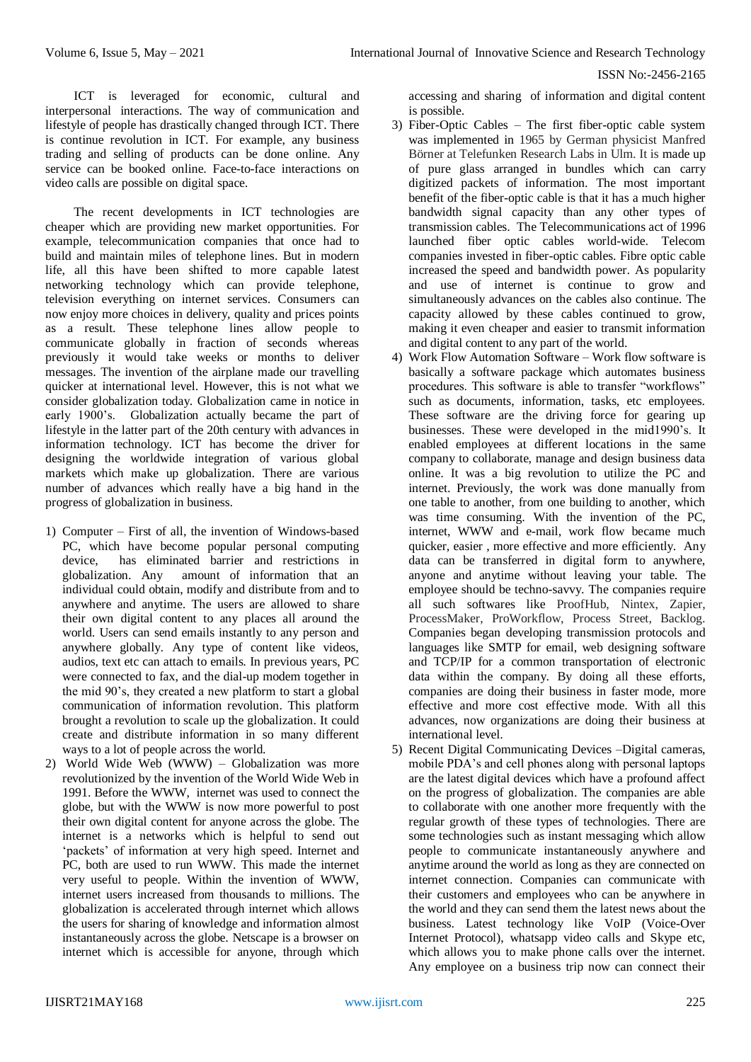ICT is leveraged for economic, cultural and interpersonal interactions. The way of communication and lifestyle of people has drastically changed through ICT. There is continue revolution in ICT. For example, any business trading and selling of products can be done online. Any service can be booked online. Face-to-face interactions on video calls are possible on digital space.

The recent developments in ICT technologies are cheaper which are providing new market opportunities. For example, telecommunication companies that once had to build and maintain miles of telephone lines. But in modern life, all this have been shifted to more capable latest networking technology which can provide telephone, television everything on internet services. Consumers can now enjoy more choices in delivery, quality and prices points as a result. These telephone lines allow people to communicate globally in fraction of seconds whereas previously it would take weeks or months to deliver messages. The invention of the airplane made our travelling quicker at international level. However, this is not what we consider globalization today. Globalization came in notice in early 1900's. Globalization actually became the part of lifestyle in the latter part of the 20th century with advances in information technology. ICT has become the driver for designing the worldwide integration of various global markets which make up globalization. There are various number of advances which really have a big hand in the progress of globalization in business.

1) Computer – First of all, the invention of Windows-based PC, which have become popular personal computing device, has eliminated barrier and restrictions in globalization. Any amount of information that an individual could obtain, modify and distribute from and to anywhere and anytime. The users are allowed to share their own digital content to any places all around the world. Users can send emails instantly to any person and anywhere globally. Any type of content like videos, audios, text etc can attach to emails. In previous years, PC were connected to fax, and the dial-up modem together in the mid 90's, they created a new platform to start a global communication of information revolution. This platform brought a revolution to scale up the globalization. It could create and distribute information in so many different ways to a lot of people across the world.
2) World Wide Web (WWW) – Globalization was more revolutionized by the invention of the World Wide Web in 1991. Before the WWW, internet was used to connect the globe, but with the WWW is now more powerful to post their own digital content for anyone across the globe. The internet is a networks which is helpful to send out 'packets' of information at very high speed. Internet and PC, both are used to run WWW. This made the internet very useful to people. Within the invention of WWW, internet users increased from thousands to millions. The globalization is accelerated through internet which allows the users for sharing of knowledge and information almost instantaneously across the globe. Netscape is a browser on internet which is accessible for anyone, through which accessing and sharing of information and digital content is possible.
3) Fiber-Optic Cables – The first fiber-optic cable system was implemented in 1965 by German physicist Manfred Börner at Telefunken Research Labs in Ulm. It is made up of pure glass arranged in bundles which can carry digitized packets of information. The most important benefit of the fiber-optic cable is that it has a much higher bandwidth signal capacity than any other types of transmission cables. The Telecommunications act of 1996 launched fiber optic cables world-wide. Telecom companies invested in fiber-optic cables. Fibre optic cable increased the speed and bandwidth power. As popularity and use of internet is continue to grow and simultaneously advances on the cables also continue. The capacity allowed by these cables continued to grow, making it even cheaper and easier to transmit information and digital content to any part of the world.
4) Work Flow Automation Software – Work flow software is basically a software package which automates business procedures. This software is able to transfer "workflows" such as documents, information, tasks, etc employees. These software are the driving force for gearing up businesses. These were developed in the mid1990's. It enabled employees at different locations in the same company to collaborate, manage and design business data online. It was a big revolution to utilize the PC and internet. Previously, the work was done manually from one table to another, from one building to another, which was time consuming. With the invention of the PC, internet, WWW and e-mail, work flow became much quicker, easier , more effective and more efficiently. Any data can be transferred in digital form to anywhere, anyone and anytime without leaving your table. The employee should be techno-savvy. The companies require all such softwares like ProofHub, Nintex, Zapier, ProcessMaker, ProWorkflow, Process Street, Backlog. Companies began developing transmission protocols and languages like SMTP for email, web designing software and TCP/IP for a common transportation of electronic data within the company. By doing all these efforts, companies are doing their business in faster mode, more effective and more cost effective mode. With all this advances, now organizations are doing their business at international level.
5) Recent Digital Communicating Devices –Digital cameras, mobile PDA's and cell phones along with personal laptops are the latest digital devices which have a profound affect on the progress of globalization. The companies are able to collaborate with one another more frequently with the regular growth of these types of technologies. There are some technologies such as instant messaging which allow people to communicate instantaneously anywhere and anytime around the world as long as they are connected on internet connection. Companies can communicate with their customers and employees who can be anywhere in the world and they can send them the latest news about the business. Latest technology like VoIP (Voice-Over Internet Protocol), whatsapp video calls and Skype etc, which allows you to make phone calls over the internet. Any employee on a business trip now can connect their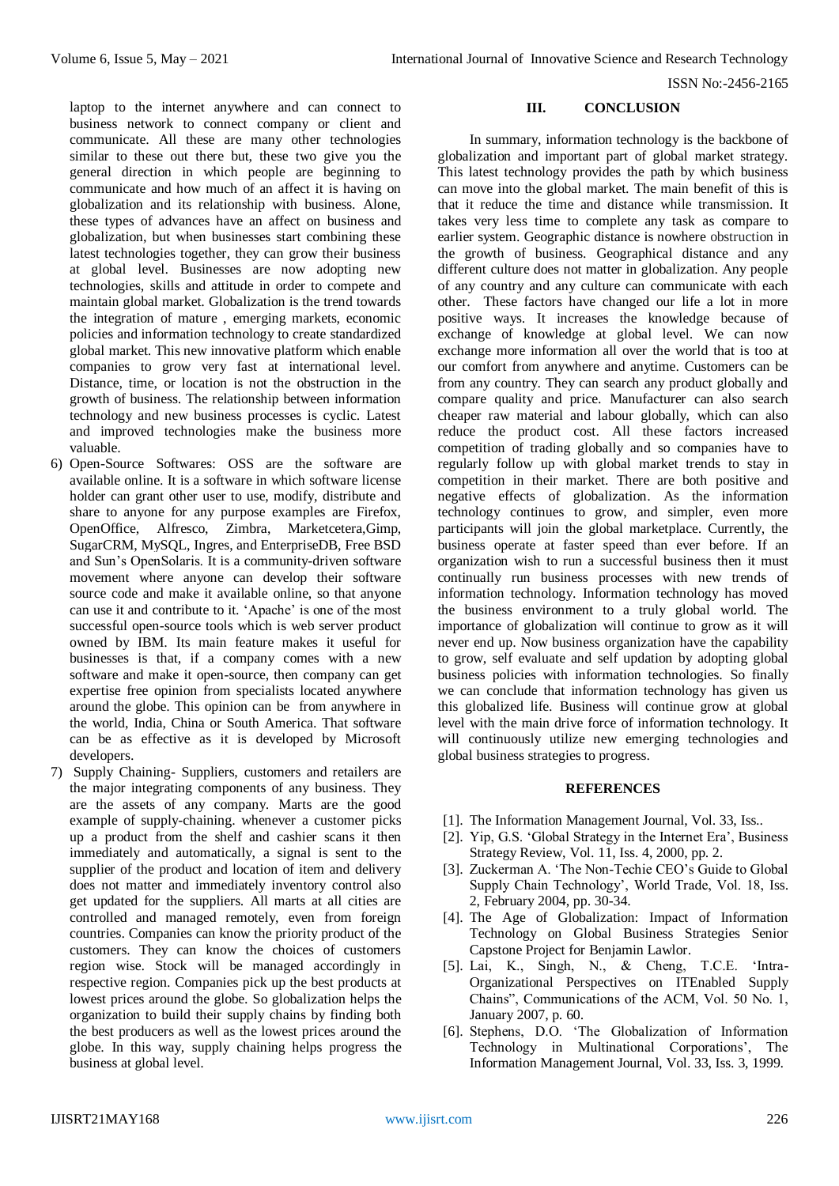laptop to the internet anywhere and can connect to business network to connect company or client and communicate. All these are many other technologies similar to these out there but, these two give you the general direction in which people are beginning to communicate and how much of an affect it is having on globalization and its relationship with business. Alone, these types of advances have an affect on business and globalization, but when businesses start combining these latest technologies together, they can grow their business at global level. Businesses are now adopting new technologies, skills and attitude in order to compete and maintain global market. Globalization is the trend towards the integration of mature , emerging markets, economic policies and information technology to create standardized global market. This new innovative platform which enable companies to grow very fast at international level. Distance, time, or location is not the obstruction in the growth of business. The relationship between information technology and new business processes is cyclic. Latest and improved technologies make the business more valuable.

6) Open-Source Softwares: OSS are the software are available online. It is a software in which software license holder can grant other user to use, modify, distribute and share to anyone for any purpose examples are Firefox, OpenOffice, Alfresco, Zimbra, Marketcetera,Gimp, SugarCRM, MySQL, Ingres, and EnterpriseDB, Free BSD and Sun's OpenSolaris. It is a community-driven software movement where anyone can develop their software source code and make it available online, so that anyone can use it and contribute to it. 'Apache' is one of the most successful open-source tools which is web server product owned by IBM. Its main feature makes it useful for businesses is that, if a company comes with a new software and make it open-source, then company can get expertise free opinion from specialists located anywhere around the globe. This opinion can be from anywhere in the world, India, China or South America. That software can be as effective as it is developed by Microsoft developers.

7) Supply Chaining- Suppliers, customers and retailers are the major integrating components of any business. They are the assets of any company. Marts are the good example of supply-chaining. whenever a customer picks up a product from the shelf and cashier scans it then immediately and automatically, a signal is sent to the supplier of the product and location of item and delivery does not matter and immediately inventory control also get updated for the suppliers. All marts at all cities are controlled and managed remotely, even from foreign countries. Companies can know the priority product of the customers. They can know the choices of customers region wise. Stock will be managed accordingly in respective region. Companies pick up the best products at lowest prices around the globe. So globalization helps the organization to build their supply chains by finding both the best producers as well as the lowest prices around the globe. In this way, supply chaining helps progress the business at global level.

## III. CONCLUSION

In summary, information technology is the backbone of globalization and important part of global market strategy. This latest technology provides the path by which business can move into the global market. The main benefit of this is that it reduce the time and distance while transmission. It takes very less time to complete any task as compare to earlier system. Geographic distance is nowhere obstruction in the growth of business. Geographical distance and any different culture does not matter in globalization. Any people of any country and any culture can communicate with each other. These factors have changed our life a lot in more positive ways. It increases the knowledge because of exchange of knowledge at global level. We can now exchange more information all over the world that is too at our comfort from anywhere and anytime. Customers can be from any country. They can search any product globally and compare quality and price. Manufacturer can also search cheaper raw material and labour globally, which can also reduce the product cost. All these factors increased competition of trading globally and so companies have to regularly follow up with global market trends to stay in competition in their market. There are both positive and negative effects of globalization. As the information technology continues to grow, and simpler, even more participants will join the global marketplace. Currently, the business operate at faster speed than ever before. If an organization wish to run a successful business then it must continually run business processes with new trends of information technology. Information technology has moved the business environment to a truly global world. The importance of globalization will continue to grow as it will never end up. Now business organization have the capability to grow, self evaluate and self updation by adopting global business policies with information technologies. So finally we can conclude that information technology has given us this globalized life. Business will continue grow at global level with the main drive force of information technology. It will continuously utilize new emerging technologies and global business strategies to progress.

## REFERENCES

[1]. The Information Management Journal, Vol. 33, Iss..

[2]. Yip, G.S. 'Global Strategy in the Internet Era', Business Strategy Review, Vol. 11, Iss. 4, 2000, pp. 2.

[3]. Zuckerman A. 'The Non-Techie CEO's Guide to Global Supply Chain Technology', World Trade, Vol. 18, Iss. 2, February 2004, pp. 30-34.

[4]. The Age of Globalization: Impact of Information Technology on Global Business Strategies Senior Capstone Project for Benjamin Lawlor.

[5]. Lai, K., Singh, N., & Cheng, T.C.E. 'Intra-Organizational Perspectives on ITEnabled Supply Chains", Communications of the ACM, Vol. 50 No. 1, January 2007, p. 60.

[6]. Stephens, D.O. 'The Globalization of Information Technology in Multinational Corporations', The Information Management Journal, Vol. 33, Iss. 3, 1999.